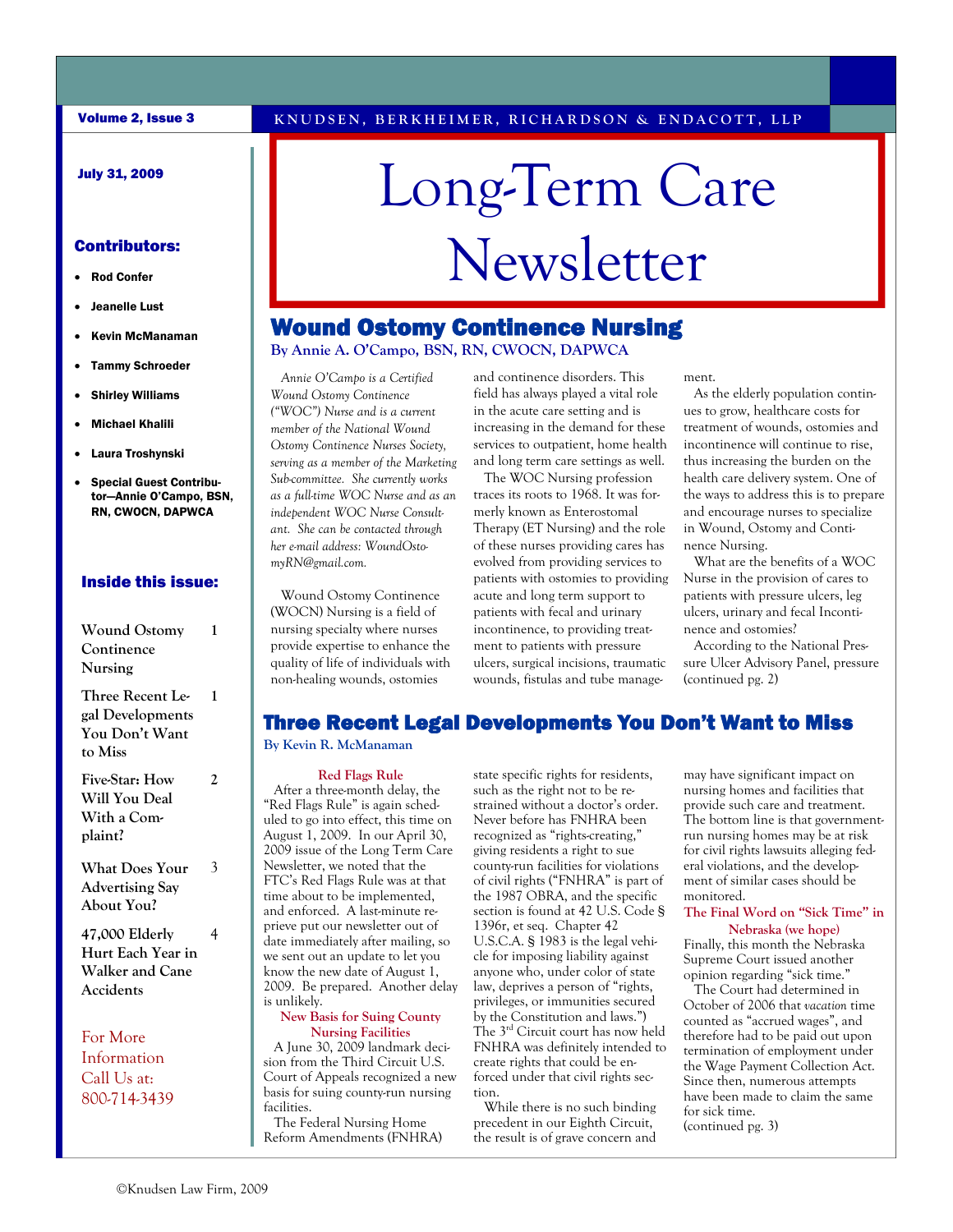KNUDSEN, BERKHEIMER, RICHARDSON & ENDACOTT, LLP

# Long-Term Care Newsletter

Volume 2, Issue 3

July 31, 2009

**Contributors:**

- Rod Confer
- Jeanelle Lust
- Kevin McManaman
- Tammy Schroeder
- Shirley Williams
- Michael Khalili
- Laura Troshynski
- Special Guest Contributor—Annie O'Campo, BSN, RN, CWOCN, DAPWCA

**Inside this issue:**

| | |
|---|---|
| Wound Ostomy Continence Nursing | 1 |
| Three Recent Legal Developments You Don't Want to Miss | 1 |
| Five-Star: How Will You Deal With a Complaint? | 2 |
| What Does Your Advertising Say About You? | 3 |
| 47,000 Elderly Hurt Each Year in Walker and Cane Accidents | 4 |

For More Information Call Us at: 800-714-3439

## Wound Ostomy Continence Nursing

**By Annie A. O'Campo, BSN, RN, CWOCN, DAPWCA**

*Annie O'Campo is a Certified Wound Ostomy Continence ("WOC") Nurse and is a current member of the National Wound Ostomy Continence Nurses Society, serving as a member of the Marketing Sub-committee. She currently works as a full-time WOC Nurse and as an independent WOC Nurse Consultant. She can be contacted through her e-mail address: WoundOstomyRN@gmail.com.*

Wound Ostomy Continence (WOCN) Nursing is a field of nursing specialty where nurses provide expertise to enhance the quality of life of individuals with non-healing wounds, ostomies and continence disorders. This field has always played a vital role in the acute care setting and is increasing in the demand for these services to outpatient, home health and long term care settings as well.

The WOC Nursing profession traces its roots to 1968. It was formerly known as Enterostomal Therapy (ET Nursing) and the role of these nurses providing cares has evolved from providing services to patients with ostomies to providing acute and long term support to patients with fecal and urinary incontinence, to providing treatment to patients with pressure ulcers, surgical incisions, traumatic wounds, fistulas and tube management.

As the elderly population continues to grow, healthcare costs for treatment of wounds, ostomies and incontinence will continue to rise, thus increasing the burden on the health care delivery system. One of the ways to address this is to prepare and encourage nurses to specialize in Wound, Ostomy and Continence Nursing.

What are the benefits of a WOC Nurse in the provision of cares to patients with pressure ulcers, leg ulcers, urinary and fecal Incontinence and ostomies?

According to the National Pressure Ulcer Advisory Panel, pressure (continued pg. 2)

## Three Recent Legal Developments You Don't Want to Miss

**By Kevin R. McManaman**

### Red Flags Rule

After a three-month delay, the "Red Flags Rule" is again scheduled to go into effect, this time on August 1, 2009. In our April 30, 2009 issue of the Long Term Care Newsletter, we noted that the FTC's Red Flags Rule was at that time about to be implemented, and enforced. A last-minute reprieve put our newsletter out of date immediately after mailing, so we sent out an update to let you know the new date of August 1, 2009. Be prepared. Another delay is unlikely.

### New Basis for Suing County Nursing Facilities

A June 30, 2009 landmark decision from the Third Circuit U.S. Court of Appeals recognized a new basis for suing county-run nursing facilities.

The Federal Nursing Home Reform Amendments (FNHRA) state specific rights for residents, such as the right not to be restrained without a doctor's order. Never before has FNHRA been recognized as "rights-creating," giving residents a right to sue county-run facilities for violations of civil rights ("FNHRA" is part of the 1987 OBRA, and the specific section is found at 42 U.S. Code § 1396r, et seq. Chapter 42 U.S.C.A. § 1983 is the legal vehicle for imposing liability against anyone who, under color of state law, deprives a person of "rights, privileges, or immunities secured by the Constitution and laws.") The 3rd Circuit court has now held FNHRA was definitely intended to create rights that could be enforced under that civil rights section.

While there is no such binding precedent in our Eighth Circuit, the result is of grave concern and may have significant impact on nursing homes and facilities that provide such care and treatment. The bottom line is that government-run nursing homes may be at risk for civil rights lawsuits alleging federal violations, and the development of similar cases should be monitored.

### The Final Word on "Sick Time" in Nebraska (we hope)

Finally, this month the Nebraska Supreme Court issued another opinion regarding "sick time."

The Court had determined in October of 2006 that *vacation* time counted as "accrued wages", and therefore had to be paid out upon termination of employment under the Wage Payment Collection Act. Since then, numerous attempts have been made to claim the same for sick time.
(continued pg. 3)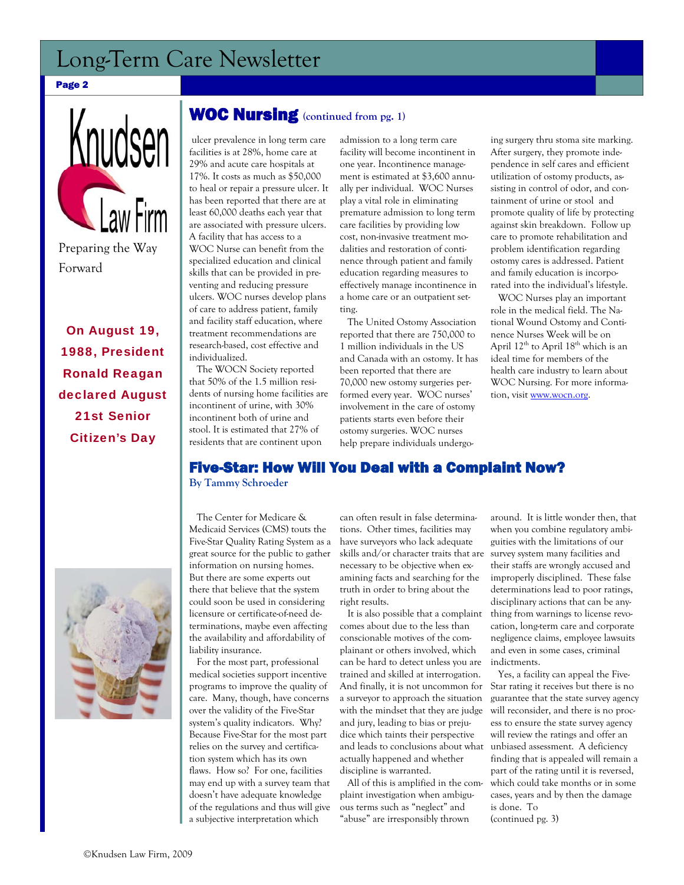Knudsen Law Firm

Preparing the Way Forward

**On August 19, 1988, President Ronald Reagan declared August 21st Senior Citizen's Day**

## WOC Nursing (continued from pg. 1)

ulcer prevalence in long term care facilities is at 28%, home care at 29% and acute care hospitals at 17%. It costs as much as $50,000 to heal or repair a pressure ulcer. It has been reported that there are at least 60,000 deaths each year that are associated with pressure ulcers. A facility that has access to a WOC Nurse can benefit from the specialized education and clinical skills that can be provided in preventing and reducing pressure ulcers. WOC nurses develop plans of care to address patient, family and facility staff education, where treatment recommendations are research-based, cost effective and individualized.

The WOCN Society reported that 50% of the 1.5 million residents of nursing home facilities are incontinent of urine, with 30% incontinent both of urine and stool. It is estimated that 27% of residents that are continent upon admission to a long term care facility will become incontinent in one year. Incontinence management is estimated at $3,600 annually per individual. WOC Nurses play a vital role in eliminating premature admission to long term care facilities by providing low cost, non-invasive treatment modalities and restoration of continence through patient and family education regarding measures to effectively manage incontinence in a home care or an outpatient setting.

The United Ostomy Association reported that there are 750,000 to 1 million individuals in the US and Canada with an ostomy. It has been reported that there are 70,000 new ostomy surgeries performed every year. WOC nurses' involvement in the care of ostomy patients starts even before their ostomy surgeries. WOC nurses help prepare individuals undergoing surgery thru stoma site marking. After surgery, they promote independence in self cares and efficient utilization of ostomy products, assisting in control of odor, and containment of urine or stool and promote quality of life by protecting against skin breakdown. Follow up care to promote rehabilitation and problem identification regarding ostomy cares is addressed. Patient and family education is incorporated into the individual's lifestyle.

WOC Nurses play an important role in the medical field. The National Wound Ostomy and Continence Nurses Week will be on April 12th to April 18th which is an ideal time for members of the health care industry to learn about WOC Nursing. For more information, visit www.wocn.org.

## Five-Star: How Will You Deal with a Complaint Now?

**By Tammy Schroeder**

The Center for Medicare & Medicaid Services (CMS) touts the Five-Star Quality Rating System as a great source for the public to gather information on nursing homes. But there are some experts out there that believe that the system could soon be used in considering licensure or certificate-of-need determinations, maybe even affecting the availability and affordability of liability insurance.

For the most part, professional medical societies support incentive programs to improve the quality of care. Many, though, have concerns over the validity of the Five-Star system's quality indicators. Why? Because Five-Star for the most part relies on the survey and certification system which has its own flaws. How so? For one, facilities may end up with a survey team that doesn't have adequate knowledge of the regulations and thus will give a subjective interpretation which can often result in false determinations. Other times, facilities may have surveyors who lack adequate skills and/or character traits that are necessary to be objective when examining facts and searching for the truth in order to bring about the right results.

It is also possible that a complaint comes about due to the less than conscionable motives of the complainant or others involved, which can be hard to detect unless you are trained and skilled at interrogation. And finally, it is not uncommon for a surveyor to approach the situation with the mindset that they are judge and jury, leading to bias or prejudice which taints their perspective and leads to conclusions about what actually happened and whether discipline is warranted.

All of this is amplified in the complaint investigation when ambiguous terms such as "neglect" and "abuse" are irresponsibly thrown around. It is little wonder then, that when you combine regulatory ambiguities with the limitations of our survey system many facilities and their staffs are wrongly accused and improperly disciplined. These false determinations lead to poor ratings, disciplinary actions that can be anything from warnings to license revocation, long-term care and corporate negligence claims, employee lawsuits and even in some cases, criminal indictments.

Yes, a facility can appeal the Five-Star rating it receives but there is no guarantee that the state survey agency will reconsider, and there is no process to ensure the state survey agency will review the ratings and offer an unbiased assessment. A deficiency finding that is appealed will remain a part of the rating until it is reversed, which could take months or in some cases, years and by then the damage is done. To (continued pg. 3)

©Knudsen Law Firm, 2009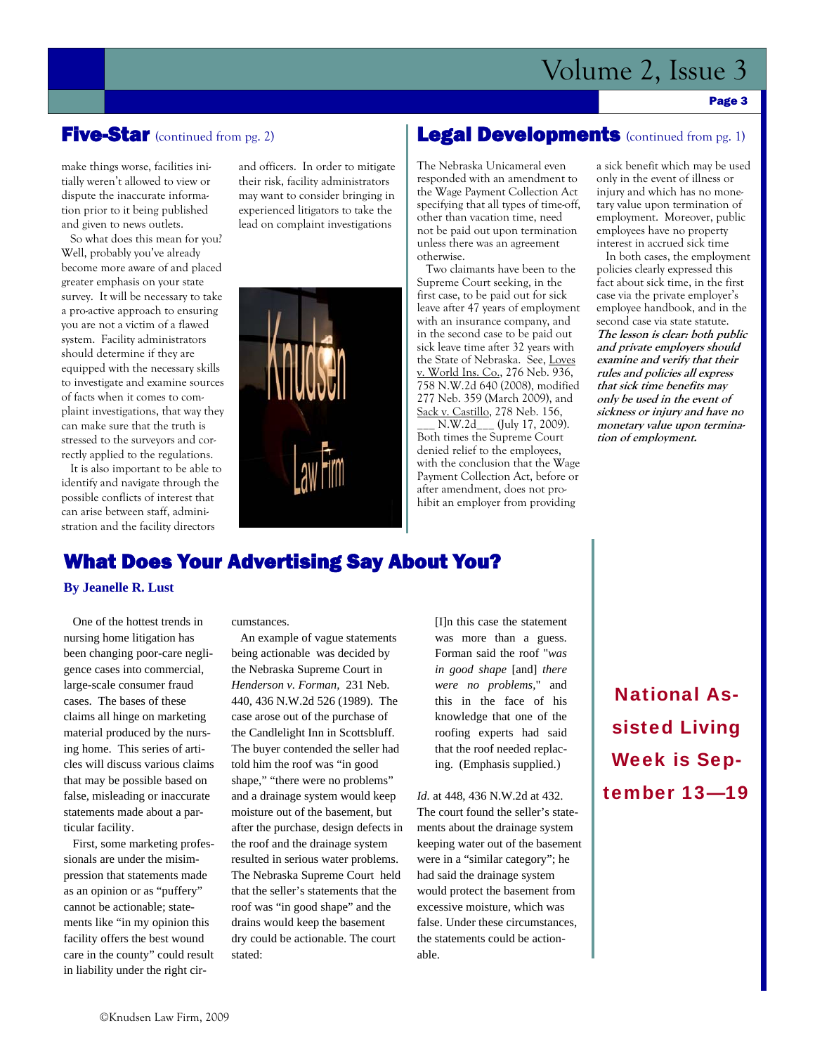## Five-Star (continued from pg. 2)

make things worse, facilities initially weren't allowed to view or dispute the inaccurate information prior to it being published and given to news outlets.

So what does this mean for you? Well, probably you've already become more aware of and placed greater emphasis on your state survey. It will be necessary to take a pro-active approach to ensuring you are not a victim of a flawed system. Facility administrators should determine if they are equipped with the necessary skills to investigate and examine sources of facts when it comes to complaint investigations, that way they can make sure that the truth is stressed to the surveyors and correctly applied to the regulations.

It is also important to be able to identify and navigate through the possible conflicts of interest that can arise between staff, administration and the facility directors and officers. In order to mitigate their risk, facility administrators may want to consider bringing in experienced litigators to take the lead on complaint investigations

## Legal Developments (continued from pg. 1)

The Nebraska Unicameral even responded with an amendment to the Wage Payment Collection Act specifying that all types of time-off, other than vacation time, need not be paid out upon termination unless there was an agreement otherwise.

Two claimants have been to the Supreme Court seeking, in the first case, to be paid out for sick leave after 47 years of employment with an insurance company, and in the second case to be paid out sick leave time after 32 years with the State of Nebraska. See, Loves v. World Ins. Co., 276 Neb. 936, 758 N.W.2d 640 (2008), modified 277 Neb. 359 (March 2009), and Sack v. Castillo, 278 Neb. 156, ___ N.W.2d___ (July 17, 2009). Both times the Supreme Court denied relief to the employees, with the conclusion that the Wage Payment Collection Act, before or after amendment, does not prohibit an employer from providing a sick benefit which may be used only in the event of illness or injury and which has no monetary value upon termination of employment. Moreover, public employees have no property interest in accrued sick time

In both cases, the employment policies clearly expressed this fact about sick time, in the first case via the private employer's employee handbook, and in the second case via state statute. ***The lesson is clear: both public and private employers should examine and verify that their rules and policies all express that sick time benefits may only be used in the event of sickness or injury and have no monetary value upon termination of employment.***

## What Does Your Advertising Say About You?

**By Jeanelle R. Lust**

One of the hottest trends in nursing home litigation has been changing poor-care negligence cases into commercial, large-scale consumer fraud cases. The bases of these claims all hinge on marketing material produced by the nursing home. This series of articles will discuss various claims that may be possible based on false, misleading or inaccurate statements made about a particular facility.

First, some marketing professionals are under the misimpression that statements made as an opinion or as "puffery" cannot be actionable; statements like "in my opinion this facility offers the best wound care in the county" could result in liability under the right circumstances.

An example of vague statements being actionable was decided by the Nebraska Supreme Court in *Henderson v. Forman,* 231 Neb. 440, 436 N.W.2d 526 (1989). The case arose out of the purchase of the Candlelight Inn in Scottsbluff. The buyer contended the seller had told him the roof was "in good shape," "there were no problems" and a drainage system would keep moisture out of the basement, but after the purchase, design defects in the roof and the drainage system resulted in serious water problems. The Nebraska Supreme Court held that the seller's statements that the roof was "in good shape" and the drains would keep the basement dry could be actionable. The court stated:

> [I]n this case the statement was more than a guess. Forman said the roof "*was in good shape* [and] *there were no problems*," and this in the face of his knowledge that one of the roofing experts had said that the roof needed replacing. (Emphasis supplied.)

*Id.* at 448, 436 N.W.2d at 432. The court found the seller's statements about the drainage system keeping water out of the basement were in a "similar category"; he had said the drainage system would protect the basement from excessive moisture, which was false. Under these circumstances, the statements could be actionable.

**National Assisted Living Week is September 13—19**

©Knudsen Law Firm, 2009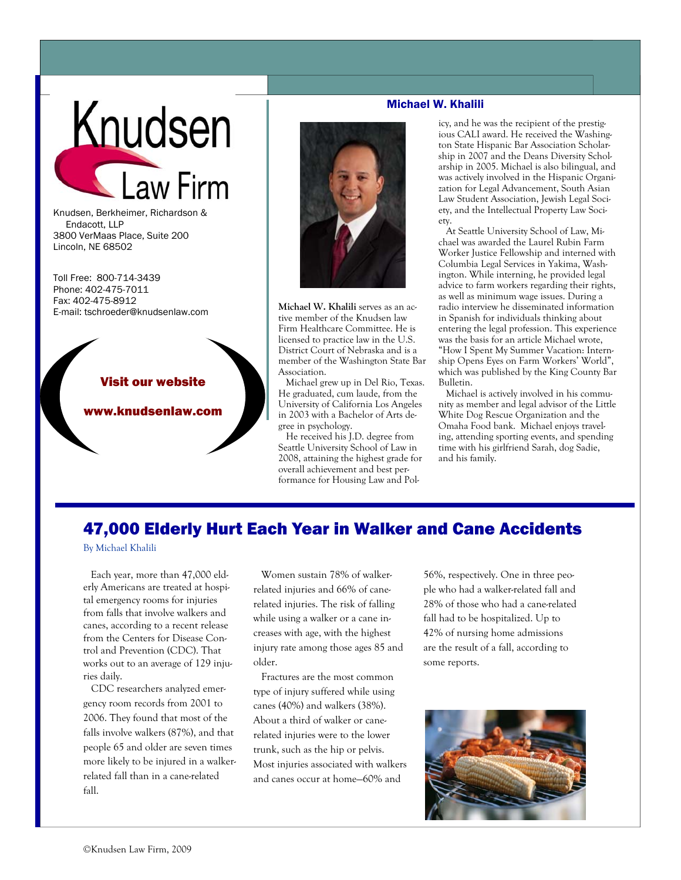Knudsen Law Firm

Knudsen, Berkheimer, Richardson & Endacott, LLP
3800 VerMaas Place, Suite 200
Lincoln, NE 68502

Toll Free: 800-714-3439
Phone: 402-475-7011
Fax: 402-475-8912
E-mail: tschroeder@knudsenlaw.com

**Visit our website**

**www.knudsenlaw.com**

## Michael W. Khalili

**Michael W. Khalili** serves as an active member of the Knudsen law Firm Healthcare Committee. He is licensed to practice law in the U.S. District Court of Nebraska and is a member of the Washington State Bar Association.

Michael grew up in Del Rio, Texas. He graduated, cum laude, from the University of California Los Angeles in 2003 with a Bachelor of Arts degree in psychology.

He received his J.D. degree from Seattle University School of Law in 2008, attaining the highest grade for overall achievement and best performance for Housing Law and Policy, and he was the recipient of the prestigious CALI award. He received the Washington State Hispanic Bar Association Scholarship in 2007 and the Deans Diversity Scholarship in 2005. Michael is also bilingual, and was actively involved in the Hispanic Organization for Legal Advancement, South Asian Law Student Association, Jewish Legal Society, and the Intellectual Property Law Society.

At Seattle University School of Law, Michael was awarded the Laurel Rubin Farm Worker Justice Fellowship and interned with Columbia Legal Services in Yakima, Washington. While interning, he provided legal advice to farm workers regarding their rights, as well as minimum wage issues. During a radio interview he disseminated information in Spanish for individuals thinking about entering the legal profession. This experience was the basis for an article Michael wrote, "How I Spent My Summer Vacation: Internship Opens Eyes on Farm Workers' World", which was published by the King County Bar Bulletin.

Michael is actively involved in his community as member and legal advisor of the Little White Dog Rescue Organization and the Omaha Food bank. Michael enjoys traveling, attending sporting events, and spending time with his girlfriend Sarah, dog Sadie, and his family.

## 47,000 Elderly Hurt Each Year in Walker and Cane Accidents

By Michael Khalili

Each year, more than 47,000 elderly Americans are treated at hospital emergency rooms for injuries from falls that involve walkers and canes, according to a recent release from the Centers for Disease Control and Prevention (CDC). That works out to an average of 129 injuries daily.

CDC researchers analyzed emergency room records from 2001 to 2006. They found that most of the falls involve walkers (87%), and that people 65 and older are seven times more likely to be injured in a walker-related fall than in a cane-related fall.

Women sustain 78% of walker-related injuries and 66% of cane-related injuries. The risk of falling while using a walker or a cane increases with age, with the highest injury rate among those ages 85 and older.

Fractures are the most common type of injury suffered while using canes (40%) and walkers (38%). About a third of walker or cane-related injuries were to the lower trunk, such as the hip or pelvis. Most injuries associated with walkers and canes occur at home—60% and 56%, respectively. One in three people who had a walker-related fall and 28% of those who had a cane-related fall had to be hospitalized. Up to 42% of nursing home admissions are the result of a fall, according to some reports.

©Knudsen Law Firm, 2009